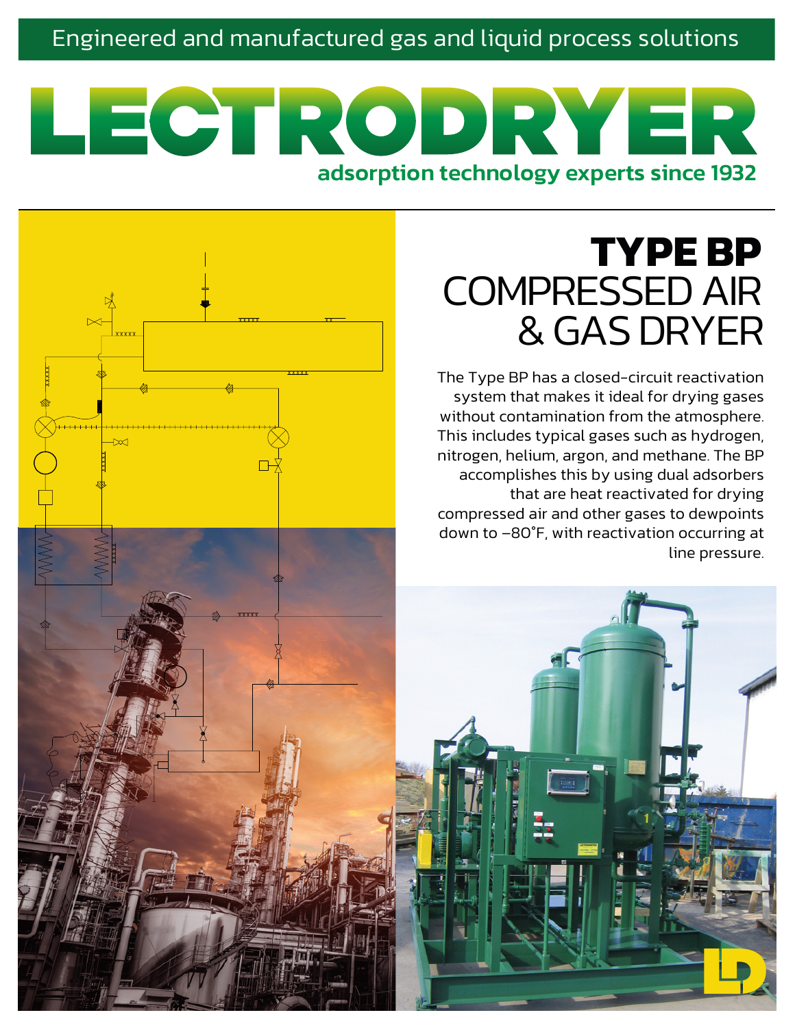Engineered and manufactured gas and liquid process solutions

# LECTRODRYER

adsorption technology experts since 1932

## TYPE BP COMPRESSED AIR & GAS DRYER

The Type BP has a closed-circuit reactivation system that makes it ideal for drying gases without contamination from the atmosphere. This includes typical gases such as hydrogen, nitrogen, helium, argon, and methane. The BP accomplishes this by using dual adsorbers that are heat reactivated for drying compressed air and other gases to dewpoints down to –80˚F, with reactivation occurring at line pressure.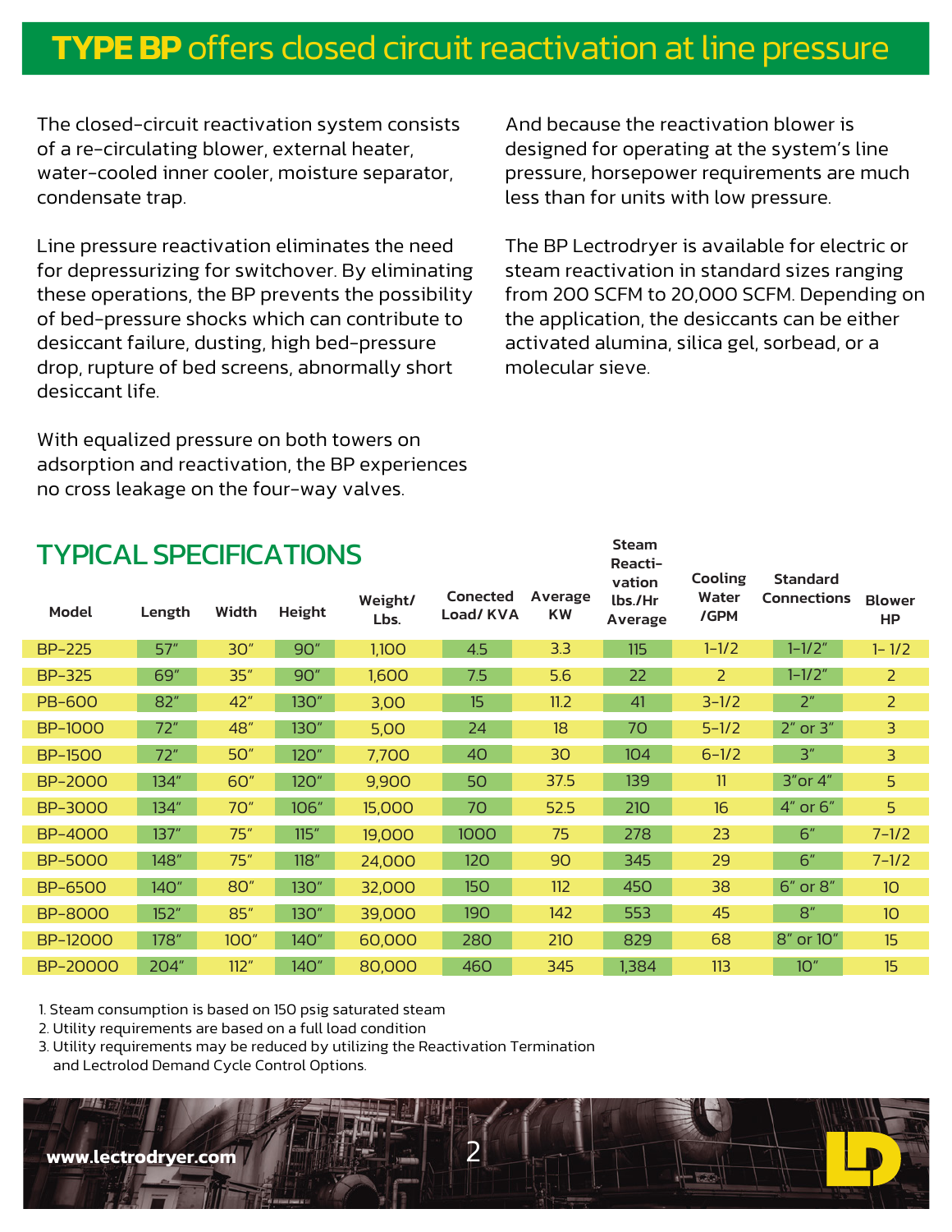# TYPE BP offers closed circuit reactivation at line pressure

The closed-circuit reactivation system consists of a re-circulating blower, external heater, water-cooled inner cooler, moisture separator, condensate trap.

Line pressure reactivation eliminates the need for depressurizing for switchover. By eliminating these operations, the BP prevents the possibility of bed-pressure shocks which can contribute to desiccant failure, dusting, high bed-pressure drop, rupture of bed screens, abnormally short desiccant life.

With equalized pressure on both towers on adsorption and reactivation, the BP experiences no cross leakage on the four-way valves.

And because the reactivation blower is designed for operating at the system's line pressure, horsepower requirements are much less than for units with low pressure.

The BP Lectrodryer is available for electric or steam reactivation in standard sizes ranging from 200 SCFM to 20,000 SCFM. Depending on the application, the desiccants can be either activated alumina, silica gel, sorbead, or a molecular sieve.

## TYPICAL SPECIFICATIONS

| Model | Length | Width | Height | Weight/ Lbs. | Conected Load/ KVA | Average KW | Steam Reacti-vation lbs./Hr Average | Cooling Water /GPM | Standard Connections | Blower HP |
|---|---|---|---|---|---|---|---|---|---|---|
| BP-225 | 57" | 30" | 90" | 1,100 | 4.5 | 3.3 | 115 | 1-1/2 | 1-1/2" | 1- 1/2 |
| BP-325 | 69" | 35" | 90" | 1,600 | 7.5 | 5.6 | 22 | 2 | 1-1/2" | 2 |
| PB-600 | 82" | 42" | 130" | 3,00 | 15 | 11.2 | 41 | 3-1/2 | 2" | 2 |
| BP-1000 | 72" | 48" | 130" | 5,00 | 24 | 18 | 70 | 5-1/2 | 2" or 3" | 3 |
| BP-1500 | 72" | 50" | 120" | 7,700 | 40 | 30 | 104 | 6-1/2 | 3" | 3 |
| BP-2000 | 134" | 60" | 120" | 9,900 | 50 | 37.5 | 139 | 11 | 3"or 4" | 5 |
| BP-3000 | 134" | 70" | 106" | 15,000 | 70 | 52.5 | 210 | 16 | 4" or 6" | 5 |
| BP-4000 | 137" | 75" | 115" | 19,000 | 1000 | 75 | 278 | 23 | 6" | 7-1/2 |
| BP-5000 | 148" | 75" | 118" | 24,000 | 120 | 90 | 345 | 29 | 6" | 7-1/2 |
| BP-6500 | 140" | 80" | 130" | 32,000 | 150 | 112 | 450 | 38 | 6" or 8" | 10 |
| BP-8000 | 152" | 85" | 130" | 39,000 | 190 | 142 | 553 | 45 | 8" | 10 |
| BP-12000 | 178" | 100" | 140" | 60,000 | 280 | 210 | 829 | 68 | 8" or 10" | 15 |
| BP-20000 | 204" | 112" | 140" | 80,000 | 460 | 345 | 1,384 | 113 | 10" | 15 |

1. Steam consumption is based on 150 psig saturated steam
2. Utility requirements are based on a full load condition
3. Utility requirements may be reduced by utilizing the Reactivation Termination and Lectrolod Demand Cycle Control Options.

www.lectrodryer.com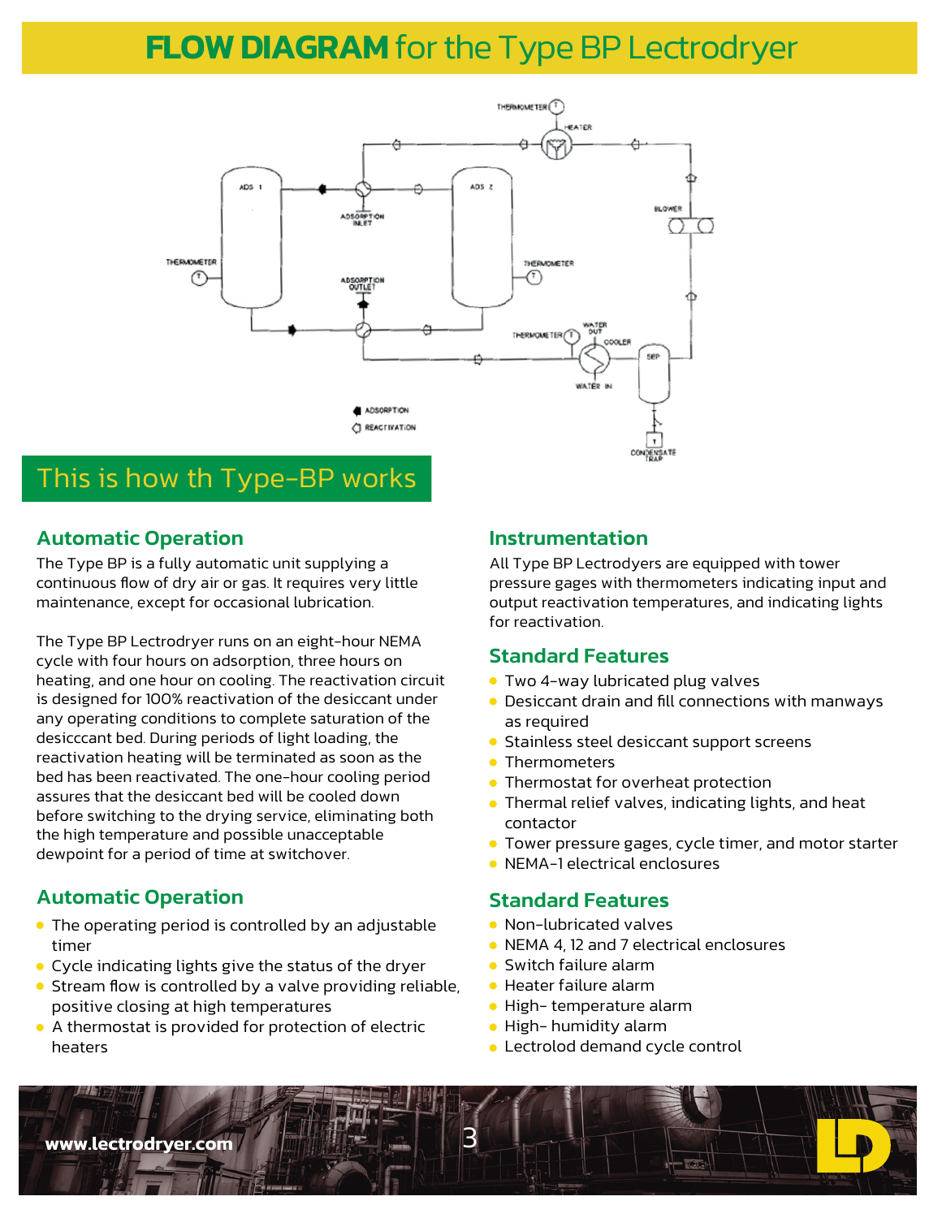# FLOW DIAGRAM for the Type BP Lectrodryer

## This is how th Type-BP works

### Automatic Operation

The Type BP is a fully automatic unit supplying a continuous flow of dry air or gas. It requires very little maintenance, except for occasional lubrication.

The Type BP Lectrodryer runs on an eight-hour NEMA cycle with four hours on adsorption, three hours on heating, and one hour on cooling. The reactivation circuit is designed for 100% reactivation of the desiccant under any operating conditions to complete saturation of the desicccant bed. During periods of light loading, the reactivation heating will be terminated as soon as the bed has been reactivated. The one-hour cooling period assures that the desiccant bed will be cooled down before switching to the drying service, eliminating both the high temperature and possible unacceptable dewpoint for a period of time at switchover.

### Automatic Operation

- The operating period is controlled by an adjustable timer
- Cycle indicating lights give the status of the dryer
- Stream flow is controlled by a valve providing reliable, positive closing at high temperatures
- A thermostat is provided for protection of electric heaters

### Instrumentation

All Type BP Lectrodyers are equipped with tower pressure gages with thermometers indicating input and output reactivation temperatures, and indicating lights for reactivation.

### Standard Features

- Two 4-way lubricated plug valves
- Desiccant drain and fill connections with manways as required
- Stainless steel desiccant support screens
- Thermometers
- Thermostat for overheat protection
- Thermal relief valves, indicating lights, and heat contactor
- Tower pressure gages, cycle timer, and motor starter
- NEMA-1 electrical enclosures

### Standard Features

- Non-lubricated valves
- NEMA 4, 12 and 7 electrical enclosures
- Switch failure alarm
- Heater failure alarm
- High- temperature alarm
- High- humidity alarm
- Lectrolod demand cycle control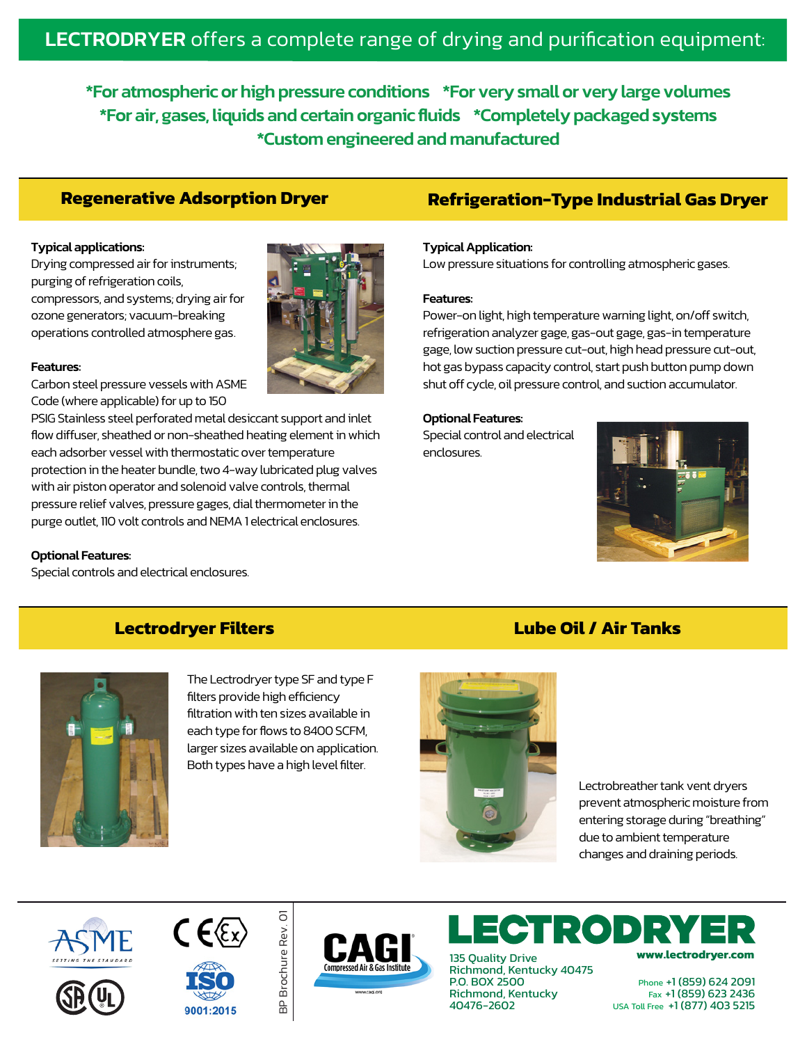## LECTRODRYER offers a complete range of drying and purification equipment:

*For atmospheric or high pressure conditions *For very small or very large volumes
*For air, gases, liquids and certain organic fluids *Completely packaged systems
*Custom engineered and manufactured

## Regenerative Adsorption Dryer

**Typical applications:**
Drying compressed air for instruments; purging of refrigeration coils, compressors, and systems; drying air for ozone generators; vacuum-breaking operations controlled atmosphere gas.

**Features:**
Carbon steel pressure vessels with ASME Code (where applicable) for up to 150 PSIG Stainless steel perforated metal desiccant support and inlet flow diffuser, sheathed or non-sheathed heating element in which each adsorber vessel with thermostatic over temperature protection in the heater bundle, two 4-way lubricated plug valves with air piston operator and solenoid valve controls, thermal pressure relief valves, pressure gages, dial thermometer in the purge outlet, 110 volt controls and NEMA 1 electrical enclosures.

**Optional Features:**
Special controls and electrical enclosures.

## Refrigeration-Type Industrial Gas Dryer

**Typical Application:**
Low pressure situations for controlling atmospheric gases.

**Features:**
Power-on light, high temperature warning light, on/off switch, refrigeration analyzer gage, gas-out gage, gas-in temperature gage, low suction pressure cut-out, high head pressure cut-out, hot gas bypass capacity control, start push button pump down shut off cycle, oil pressure control, and suction accumulator.

**Optional Features:**
Special control and electrical enclosures.

## Lectrodryer Filters

The Lectrodryer type SF and type F filters provide high efficiency filtration with ten sizes available in each type for flows to 8400 SCFM, larger sizes available on application. Both types have a high level filter.

## Lube Oil / Air Tanks

Lectrobreather tank vent dryers prevent atmospheric moisture from entering storage during "breathing" due to ambient temperature changes and draining periods.

BP Brochure Rev. 01

ASME SETTING THE STANDARD

ISO 9001:2015

CAGI Compressed Air & Gas Institute
www.cagi.org

**LECTRODRYER**

135 Quality Drive
Richmond, Kentucky 40475
P.O. BOX 2500
Richmond, Kentucky
40476-2602

www.lectrodryer.com

Phone +1 (859) 624 2091
Fax +1 (859) 623 2436
USA Toll Free +1 (877) 403 5215